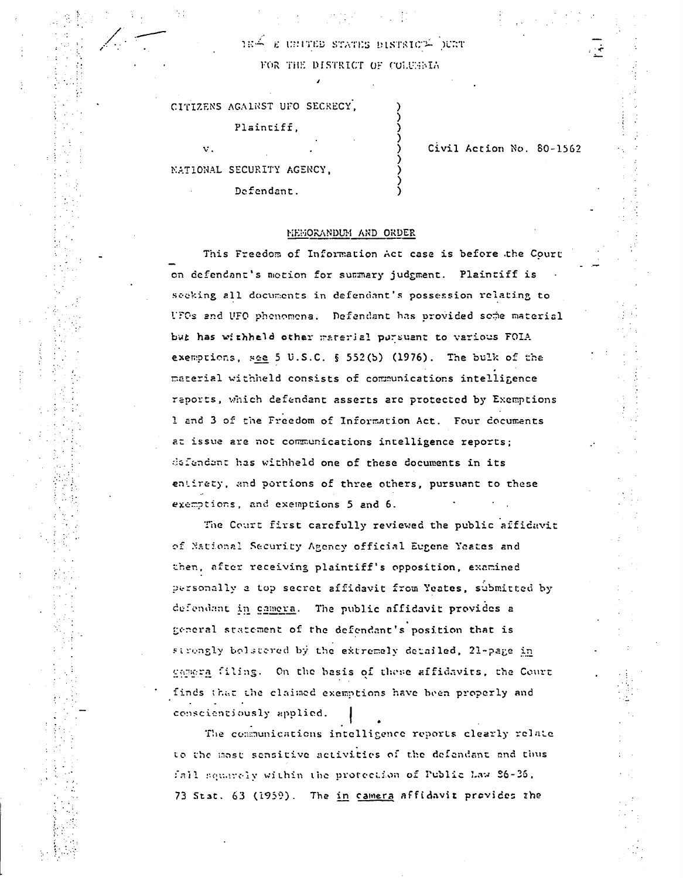IN THE UNITED STATES DISTRICT COURT
FOR THE DISTRICT OF COLUMBIA

| | | |
|---|---|---|
| CITIZENS AGAINST UFO SECRECY, Plaintiff, | ) | |
| v. | ) | Civil Action No. 80-1562 |
| NATIONAL SECURITY AGENCY, Defendant. | ) | |

## MEMORANDUM AND ORDER

This Freedom of Information Act case is before the Court on defendant's motion for summary judgment. Plaintiff is seeking all documents in defendant's possession relating to UFOs and UFO phenomena. Defendant has provided some material but has withheld other material pursuant to various FOIA exemptions, *see* 5 U.S.C. § 552(b) (1976). The bulk of the material withheld consists of communications intelligence reports, which defendant asserts are protected by Exemptions 1 and 3 of the Freedom of Information Act. Four documents at issue are not communications intelligence reports; defendant has withheld one of these documents in its entirety, and portions of three others, pursuant to these exemptions, and exemptions 5 and 6.

The Court first carefully reviewed the public affidavit of National Security Agency official Eugene Yeates and then, after receiving plaintiff's opposition, examined personally a top secret affidavit from Yeates, submitted by defendant *in camera*. The public affidavit provides a general statement of the defendant's position that is strongly bolstered by the extremely detailed, 21-page *in camera* filing. On the basis of these affidavits, the Court finds that the claimed exemptions have been properly and conscientiously applied.

The communications intelligence reports clearly relate to the most sensitive activities of the defendant and thus fall squarely within the protection of Public Law 86-36, 73 Stat. 63 (1959). The *in camera* affidavit provides the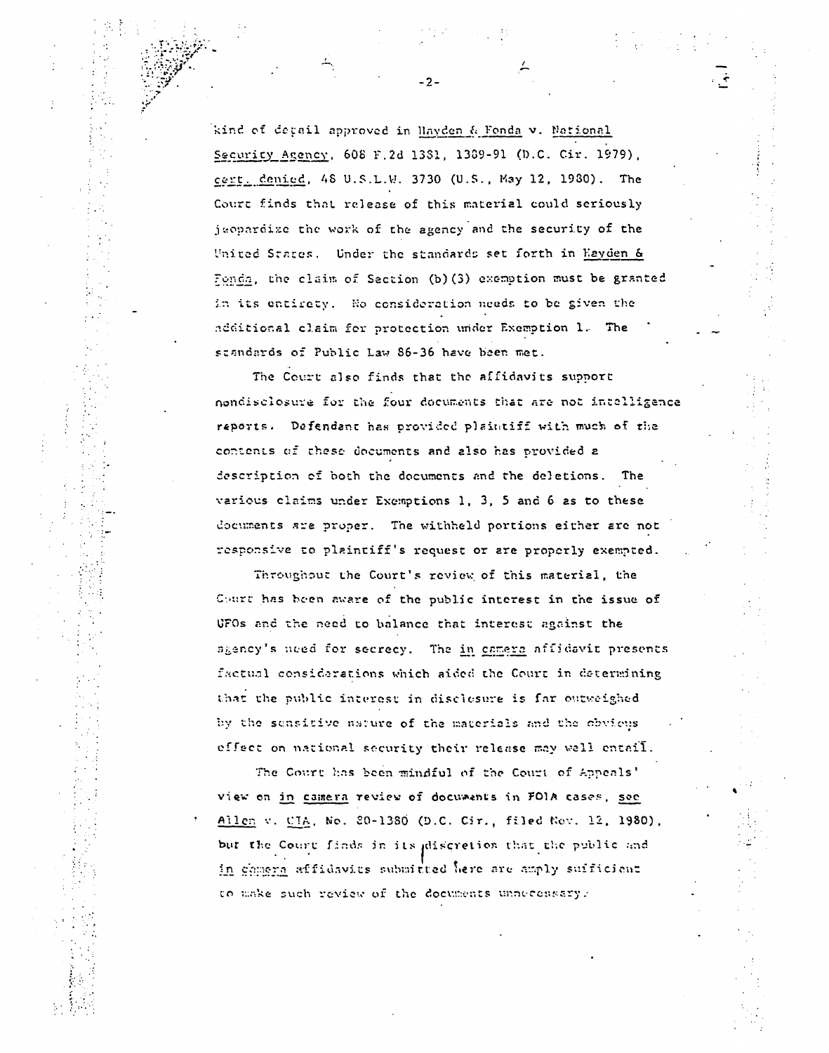kind of detail approved in Hayden & Fonda v. National Security Agency, 608 F.2d 1381, 1389-91 (D.C. Cir. 1979), cert. denied, 48 U.S.L.W. 3730 (U.S., May 12, 1980). The Court finds that release of this material could seriously jeopardize the work of the agency and the security of the United States. Under the standards set forth in Hayden & Fonda, the claim of Section (b)(3) exemption must be granted in its entirety. No consideration needs to be given the additional claim for protection under Exemption 1. The standards of Public Law 86-36 have been met.

The Court also finds that the affidavits support nondisclosure for the four documents that are not intelligence reports. Defendant has provided plaintiff with much of the contents of these documents and also has provided a description of both the documents and the deletions. The various claims under Exemptions 1, 3, 5 and 6 as to these documents are proper. The withheld portions either are not responsive to plaintiff's request or are properly exempted.

Throughout the Court's review of this material, the Court has been aware of the public interest in the issue of UFOs and the need to balance that interest against the agency's need for secrecy. The in camera affidavit presents factual considerations which aided the Court in determining that the public interest in disclosure is far outweighed by the sensitive nature of the materials and the obvious effect on national security their release may well entail.

The Court has been mindful of the Court of Appeals' view on in camera review of documents in FOIA cases, see Allen v. CIA, No. 80-1380 (D.C. Cir., filed Nov. 12, 1980), but the Court finds in its discretion that the public and in camera affidavits submitted here are amply sufficient to make such review of the documents unnecessary.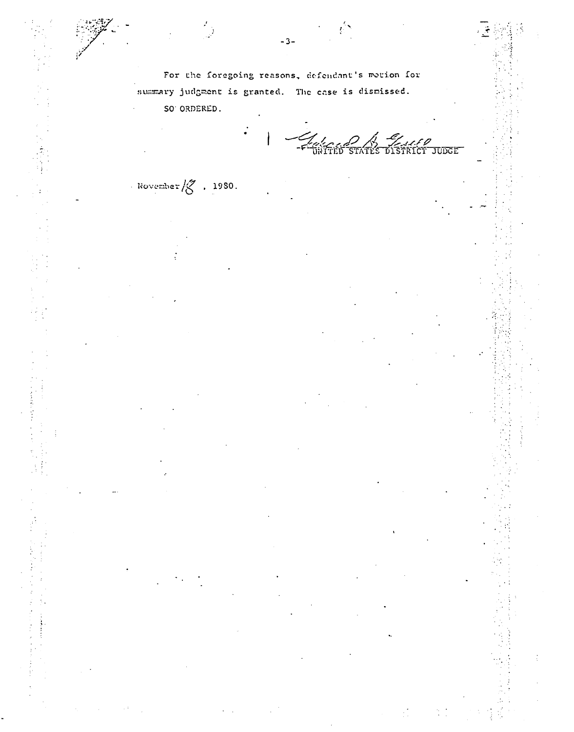For the foregoing reasons, defendant's motion for summary judgment is granted. The case is dismissed.

SO ORDERED.

UNITED STATES DISTRICT JUDGE

November 18, 1980.